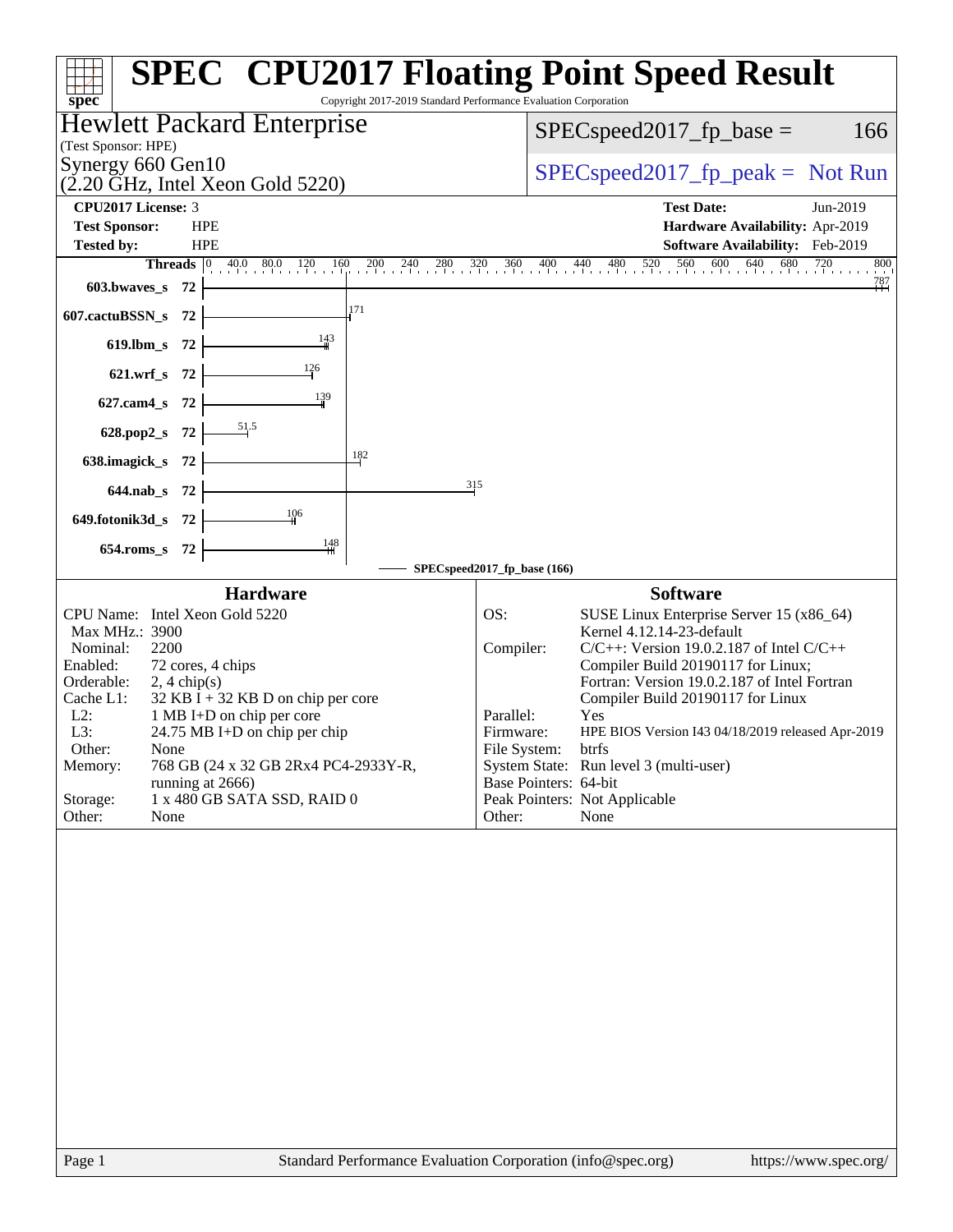# SPEC® CPU2017 Floating Point Speed Result

Copyright 2017-2019 Standard Performance Evaluation Corporation

**Hewlett Packard Enterprise**
(Test Sponsor: HPE)
Synergy 660 Gen10
(2.20 GHz, Intel Xeon Gold 5220)

SPECspeed2017_fp_base = 166

SPECspeed2017_fp_peak = Not Run

| | | | |
|---|---|---|---|
| **CPU2017 License:** | 3 | **Test Date:** | Jun-2019 |
| **Test Sponsor:** | HPE | **Hardware Availability:** | Apr-2019 |
| **Tested by:** | HPE | **Software Availability:** | Feb-2019 |

| Benchmark | Threads | Base Ratio |
|---|---|---|
| 603.bwaves_s | 72 | 787 |
| 607.cactuBSSN_s | 72 | 171 |
| 619.lbm_s | 72 | 143 |
| 621.wrf_s | 72 | 126 |
| 627.cam4_s | 72 | 139 |
| 628.pop2_s | 72 | 51.5 |
| 638.imagick_s | 72 | 182 |
| 644.nab_s | 72 | 315 |
| 649.fotonik3d_s | 72 | 106 |
| 654.roms_s | 72 | 148 |

SPECspeed2017_fp_base (166)

## Hardware

| | |
|---|---|
| CPU Name: | Intel Xeon Gold 5220 |
| Max MHz.: | 3900 |
| Nominal: | 2200 |
| Enabled: | 72 cores, 4 chips |
| Orderable: | 2, 4 chip(s) |
| Cache L1: | 32 KB I + 32 KB D on chip per core |
| L2: | 1 MB I+D on chip per core |
| L3: | 24.75 MB I+D on chip per chip |
| Other: | None |
| Memory: | 768 GB (24 x 32 GB 2Rx4 PC4-2933Y-R, running at 2666) |
| Storage: | 1 x 480 GB SATA SSD, RAID 0 |
| Other: | None |

## Software

| | |
|---|---|
| OS: | SUSE Linux Enterprise Server 15 (x86_64) Kernel 4.12.14-23-default |
| Compiler: | C/C++: Version 19.0.2.187 of Intel C/C++ Compiler Build 20190117 for Linux; Fortran: Version 19.0.2.187 of Intel Fortran Compiler Build 20190117 for Linux |
| Parallel: | Yes |
| Firmware: | HPE BIOS Version I43 04/18/2019 released Apr-2019 |
| File System: | btrfs |
| System State: | Run level 3 (multi-user) |
| Base Pointers: | 64-bit |
| Peak Pointers: | Not Applicable |
| Other: | None |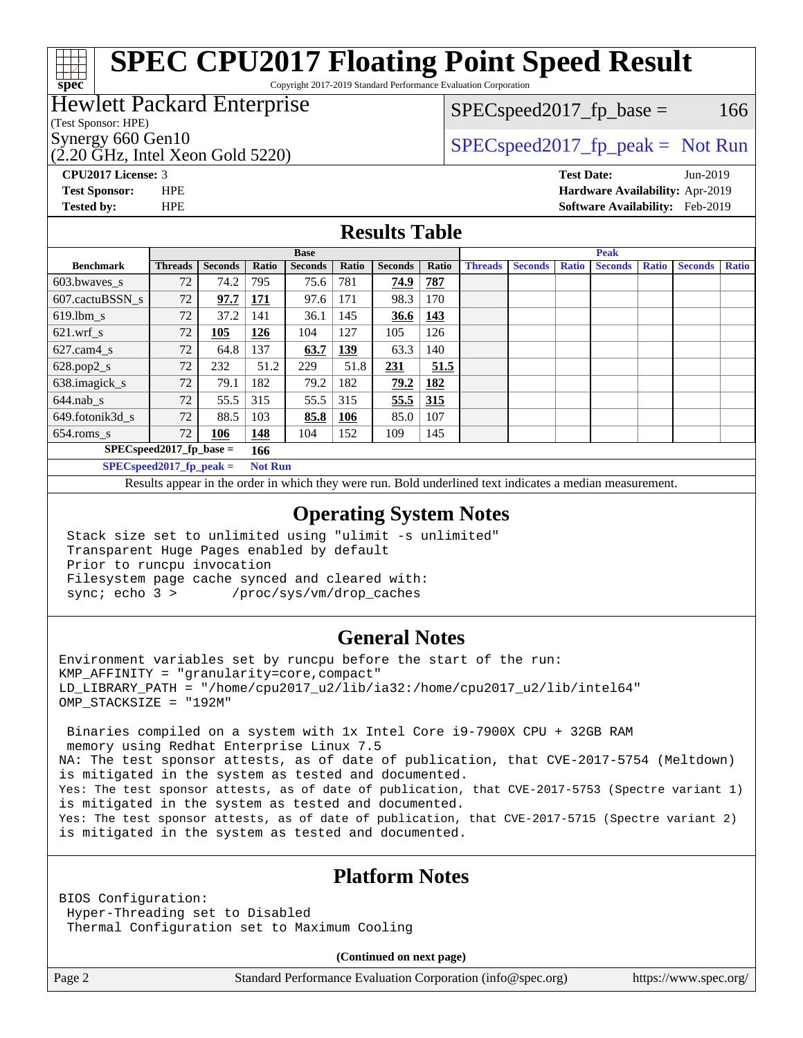# SPEC CPU2017 Floating Point Speed Result

Copyright 2017-2019 Standard Performance Evaluation Corporation

**Hewlett Packard Enterprise**
(Test Sponsor: HPE)
Synergy 660 Gen10
(2.20 GHz, Intel Xeon Gold 5220)

SPECspeed2017_fp_base = 166

SPECspeed2017_fp_peak = Not Run

**CPU2017 License:** 3
**Test Sponsor:** HPE
**Tested by:** HPE

**Test Date:** Jun-2019
**Hardware Availability:** Apr-2019
**Software Availability:** Feb-2019

## Results Table

| Benchmark | Base | | | | | | | Peak | | | | | | |
|---|---|---|---|---|---|---|---|---|---|---|---|---|---|---|
| | Threads | Seconds | Ratio | Seconds | Ratio | Seconds | Ratio | Threads | Seconds | Ratio | Seconds | Ratio | Seconds | Ratio |
| 603.bwaves_s | 72 | 74.2 | 795 | 75.6 | 781 | **74.9** | **787** | | | | | | | |
| 607.cactuBSSN_s | 72 | **97.7** | **171** | 97.6 | 171 | 98.3 | 170 | | | | | | | |
| 619.lbm_s | 72 | 37.2 | 141 | 36.1 | 145 | **36.6** | **143** | | | | | | | |
| 621.wrf_s | 72 | **105** | **126** | 104 | 127 | 105 | 126 | | | | | | | |
| 627.cam4_s | 72 | 64.8 | 137 | **63.7** | **139** | 63.3 | 140 | | | | | | | |
| 628.pop2_s | 72 | 232 | 51.2 | 229 | 51.8 | **231** | **51.5** | | | | | | | |
| 638.imagick_s | 72 | 79.1 | 182 | 79.2 | 182 | **79.2** | **182** | | | | | | | |
| 644.nab_s | 72 | 55.5 | 315 | 55.5 | 315 | **55.5** | **315** | | | | | | | |
| 649.fotonik3d_s | 72 | 88.5 | 103 | **85.8** | **106** | 85.0 | 107 | | | | | | | |
| 654.roms_s | 72 | **106** | **148** | 104 | 152 | 109 | 145 | | | | | | | |

SPECspeed2017_fp_base = 166

SPECspeed2017_fp_peak = Not Run

Results appear in the order in which they were run. Bold underlined text indicates a median measurement.

## Operating System Notes

```
Stack size set to unlimited using "ulimit -s unlimited"
Transparent Huge Pages enabled by default
Prior to runcpu invocation
Filesystem page cache synced and cleared with:
sync; echo 3 >       /proc/sys/vm/drop_caches
```

## General Notes

```
Environment variables set by runcpu before the start of the run:
KMP_AFFINITY = "granularity=core,compact"
LD_LIBRARY_PATH = "/home/cpu2017_u2/lib/ia32:/home/cpu2017_u2/lib/intel64"
OMP_STACKSIZE = "192M"

 Binaries compiled on a system with 1x Intel Core i9-7900X CPU + 32GB RAM
 memory using Redhat Enterprise Linux 7.5
NA: The test sponsor attests, as of date of publication, that CVE-2017-5754 (Meltdown)
is mitigated in the system as tested and documented.
Yes: The test sponsor attests, as of date of publication, that CVE-2017-5753 (Spectre variant 1)
is mitigated in the system as tested and documented.
Yes: The test sponsor attests, as of date of publication, that CVE-2017-5715 (Spectre variant 2)
is mitigated in the system as tested and documented.
```

## Platform Notes

```
BIOS Configuration:
 Hyper-Threading set to Disabled
 Thermal Configuration set to Maximum Cooling
```

**(Continued on next page)**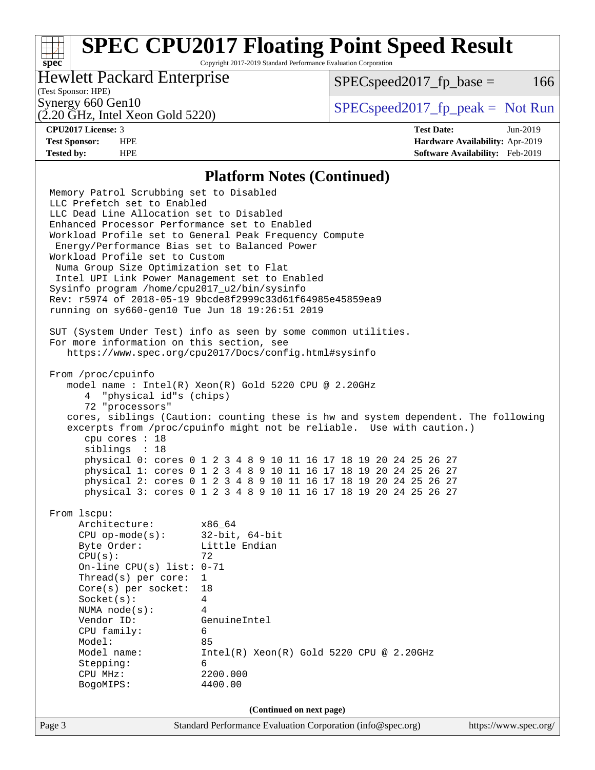# SPEC CPU2017 Floating Point Speed Result

Copyright 2017-2019 Standard Performance Evaluation Corporation

**Hewlett Packard Enterprise**
(Test Sponsor: HPE)
Synergy 660 Gen10
(2.20 GHz, Intel Xeon Gold 5220)

SPECspeed2017_fp_base = 166

SPECspeed2017_fp_peak = Not Run

| | | | |
|---|---|---|---|
| **CPU2017 License:** | 3 | **Test Date:** | Jun-2019 |
| **Test Sponsor:** | HPE | **Hardware Availability:** | Apr-2019 |
| **Tested by:** | HPE | **Software Availability:** | Feb-2019 |

## Platform Notes (Continued)

```
Memory Patrol Scrubbing set to Disabled
LLC Prefetch set to Enabled
LLC Dead Line Allocation set to Disabled
Enhanced Processor Performance set to Enabled
Workload Profile set to General Peak Frequency Compute
 Energy/Performance Bias set to Balanced Power
Workload Profile set to Custom
 Numa Group Size Optimization set to Flat
 Intel UPI Link Power Management set to Enabled
Sysinfo program /home/cpu2017_u2/bin/sysinfo
Rev: r5974 of 2018-05-19 9bcde8f2999c33d61f64985e45859ea9
running on sy660-gen10 Tue Jun 18 19:26:51 2019

SUT (System Under Test) info as seen by some common utilities.
For more information on this section, see
   https://www.spec.org/cpu2017/Docs/config.html#sysinfo

From /proc/cpuinfo
   model name : Intel(R) Xeon(R) Gold 5220 CPU @ 2.20GHz
      4  "physical id"s (chips)
      72 "processors"
   cores, siblings (Caution: counting these is hw and system dependent. The following
   excerpts from /proc/cpuinfo might not be reliable.  Use with caution.)
      cpu cores : 18
      siblings  : 18
      physical 0: cores 0 1 2 3 4 8 9 10 11 16 17 18 19 20 24 25 26 27
      physical 1: cores 0 1 2 3 4 8 9 10 11 16 17 18 19 20 24 25 26 27
      physical 2: cores 0 1 2 3 4 8 9 10 11 16 17 18 19 20 24 25 26 27
      physical 3: cores 0 1 2 3 4 8 9 10 11 16 17 18 19 20 24 25 26 27

From lscpu:
     Architecture:        x86_64
     CPU op-mode(s):      32-bit, 64-bit
     Byte Order:          Little Endian
     CPU(s):              72
     On-line CPU(s) list: 0-71
     Thread(s) per core:  1
     Core(s) per socket:  18
     Socket(s):           4
     NUMA node(s):        4
     Vendor ID:           GenuineIntel
     CPU family:          6
     Model:               85
     Model name:          Intel(R) Xeon(R) Gold 5220 CPU @ 2.20GHz
     Stepping:            6
     CPU MHz:             2200.000
     BogoMIPS:            4400.00
```

(Continued on next page)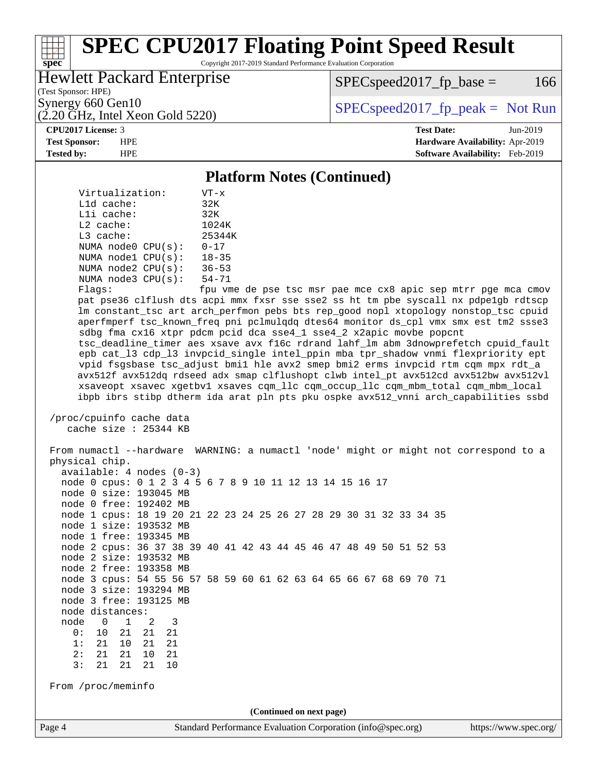# Platform Notes (Continued)

```
Virtualization:      VT-x
L1d cache:           32K
L1i cache:           32K
L2 cache:            1024K
L3 cache:            25344K
NUMA node0 CPU(s):   0-17
NUMA node1 CPU(s):   18-35
NUMA node2 CPU(s):   36-53
NUMA node3 CPU(s):   54-71
Flags:               fpu vme de pse tsc msr pae mce cx8 apic sep mtrr pge mca cmov
pat pse36 clflush dts acpi mmx fxsr sse sse2 ss ht tm pbe syscall nx pdpe1gb rdtscp
lm constant_tsc art arch_perfmon pebs bts rep_good nopl xtopology nonstop_tsc cpuid
aperfmperf tsc_known_freq pni pclmulqdq dtes64 monitor ds_cpl vmx smx est tm2 ssse3
sdbg fma cx16 xtpr pdcm pcid dca sse4_1 sse4_2 x2apic movbe popcnt
tsc_deadline_timer aes xsave avx f16c rdrand lahf_lm abm 3dnowprefetch cpuid_fault
epb cat_l3 cdp_l3 invpcid_single intel_ppin mba tpr_shadow vnmi flexpriority ept
vpid fsgsbase tsc_adjust bmi1 hle avx2 smep bmi2 erms invpcid rtm cqm mpx rdt_a
avx512f avx512dq rdseed adx smap clflushopt clwb intel_pt avx512cd avx512bw avx512vl
xsaveopt xsavec xgetbv1 xsaves cqm_llc cqm_occup_llc cqm_mbm_total cqm_mbm_local
ibpb ibrs stibp dtherm ida arat pln pts pku ospke avx512_vnni arch_capabilities ssbd

/proc/cpuinfo cache data
   cache size : 25344 KB

From numactl --hardware  WARNING: a numactl 'node' might or might not correspond to a
physical chip.
  available: 4 nodes (0-3)
  node 0 cpus: 0 1 2 3 4 5 6 7 8 9 10 11 12 13 14 15 16 17
  node 0 size: 193045 MB
  node 0 free: 192402 MB
  node 1 cpus: 18 19 20 21 22 23 24 25 26 27 28 29 30 31 32 33 34 35
  node 1 size: 193532 MB
  node 1 free: 193345 MB
  node 2 cpus: 36 37 38 39 40 41 42 43 44 45 46 47 48 49 50 51 52 53
  node 2 size: 193532 MB
  node 2 free: 193358 MB
  node 3 cpus: 54 55 56 57 58 59 60 61 62 63 64 65 66 67 68 69 70 71
  node 3 size: 193294 MB
  node 3 free: 193125 MB
  node distances:
  node   0   1   2   3
    0:  10  21  21  21
    1:  21  10  21  21
    2:  21  21  10  21
    3:  21  21  21  10

From /proc/meminfo
```

(Continued on next page)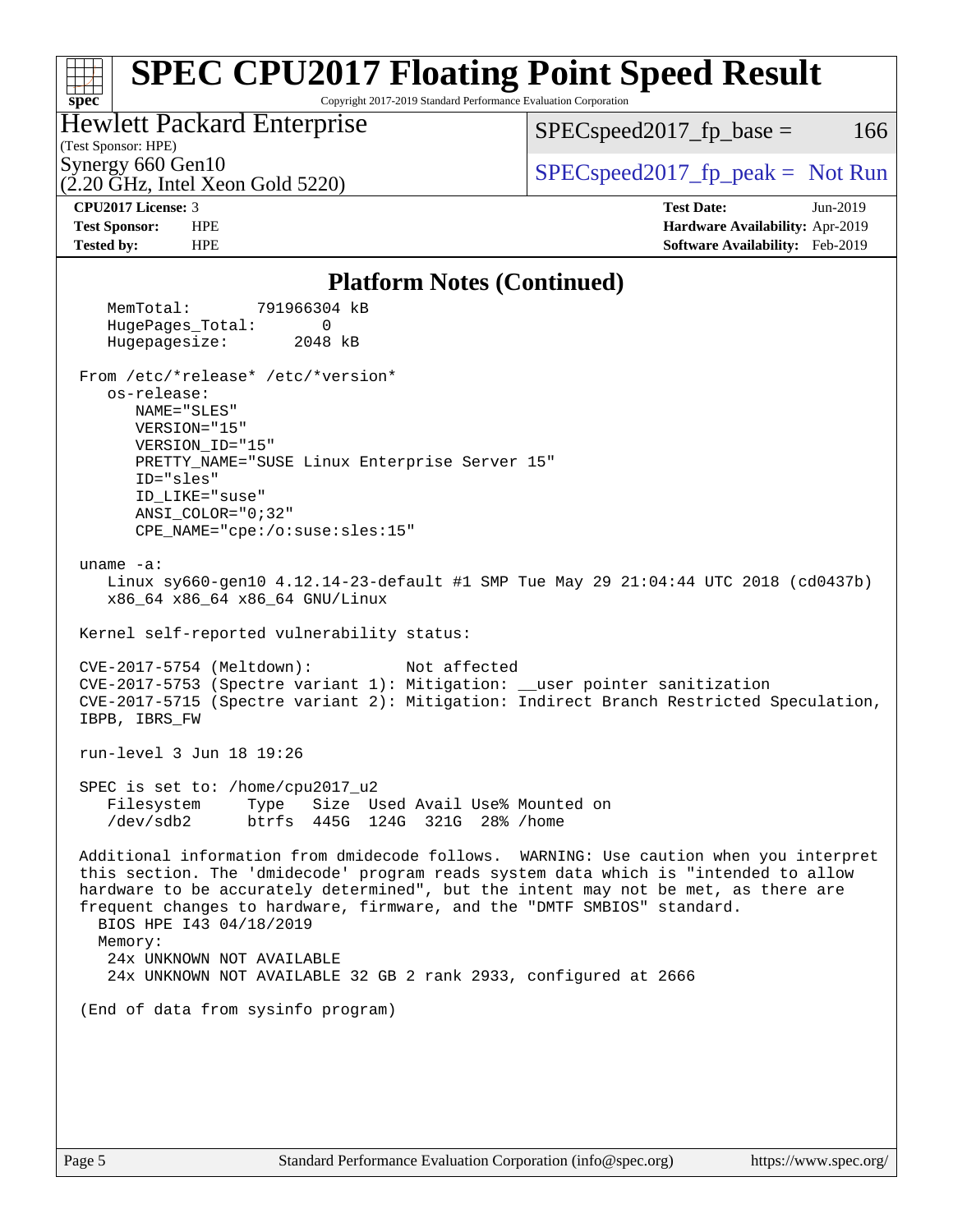# SPEC CPU2017 Floating Point Speed Result

Copyright 2017-2019 Standard Performance Evaluation Corporation

**Hewlett Packard Enterprise**
(Test Sponsor: HPE)
Synergy 660 Gen10
(2.20 GHz, Intel Xeon Gold 5220)

SPECspeed2017_fp_base = 166

SPECspeed2017_fp_peak = Not Run

**CPU2017 License:** 3
**Test Sponsor:** HPE
**Tested by:** HPE

**Test Date:** Jun-2019
**Hardware Availability:** Apr-2019
**Software Availability:** Feb-2019

## Platform Notes (Continued)

```
    MemTotal:       791966304 kB
    HugePages_Total:       0
    Hugepagesize:       2048 kB

 From /etc/*release* /etc/*version*
    os-release:
       NAME="SLES"
       VERSION="15"
       VERSION_ID="15"
       PRETTY_NAME="SUSE Linux Enterprise Server 15"
       ID="sles"
       ID_LIKE="suse"
       ANSI_COLOR="0;32"
       CPE_NAME="cpe:/o:suse:sles:15"

 uname -a:
    Linux sy660-gen10 4.12.14-23-default #1 SMP Tue May 29 21:04:44 UTC 2018 (cd0437b)
    x86_64 x86_64 x86_64 GNU/Linux

 Kernel self-reported vulnerability status:

 CVE-2017-5754 (Meltdown):          Not affected
 CVE-2017-5753 (Spectre variant 1): Mitigation: __user pointer sanitization
 CVE-2017-5715 (Spectre variant 2): Mitigation: Indirect Branch Restricted Speculation,
 IBPB, IBRS_FW

 run-level 3 Jun 18 19:26

 SPEC is set to: /home/cpu2017_u2
    Filesystem     Type   Size  Used Avail Use% Mounted on
    /dev/sdb2      btrfs  445G  124G  321G  28% /home

 Additional information from dmidecode follows.  WARNING: Use caution when you interpret
 this section. The 'dmidecode' program reads system data which is "intended to allow
 hardware to be accurately determined", but the intent may not be met, as there are
 frequent changes to hardware, firmware, and the "DMTF SMBIOS" standard.
   BIOS HPE I43 04/18/2019
   Memory:
    24x UNKNOWN NOT AVAILABLE
    24x UNKNOWN NOT AVAILABLE 32 GB 2 rank 2933, configured at 2666

 (End of data from sysinfo program)
```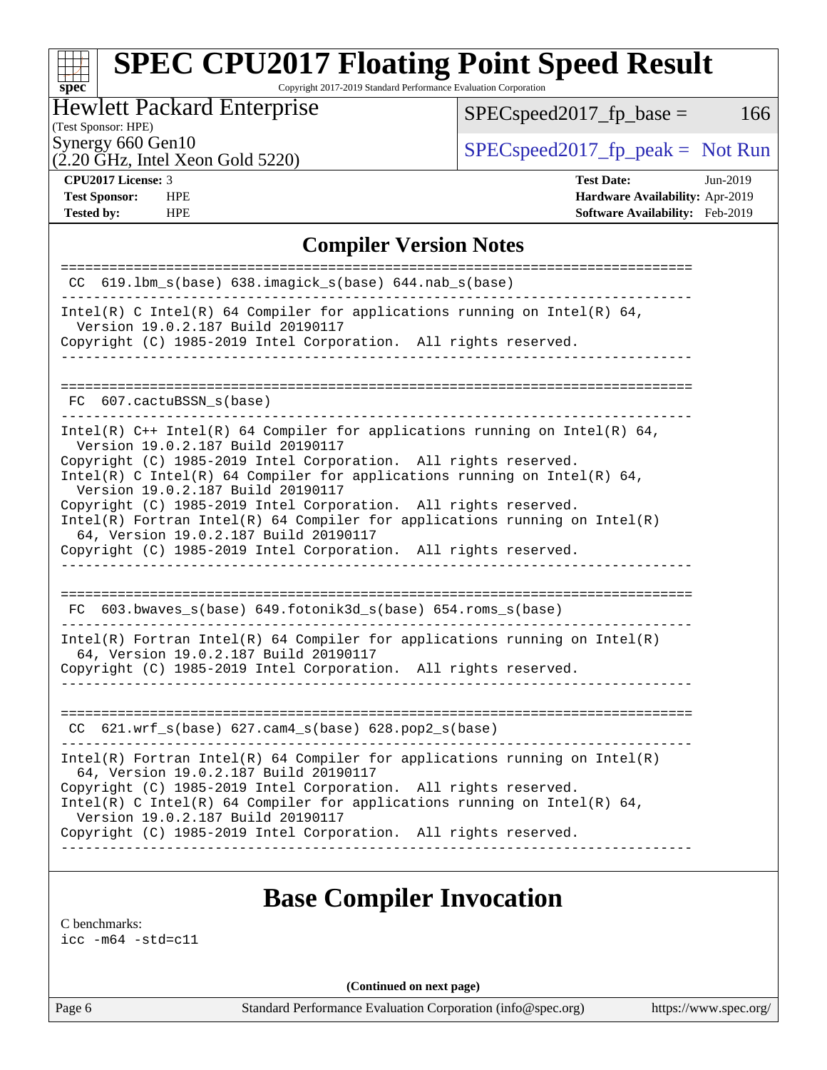# SPEC CPU2017 Floating Point Speed Result

Copyright 2017-2019 Standard Performance Evaluation Corporation

**Hewlett Packard Enterprise**
(Test Sponsor: HPE)
Synergy 660 Gen10
(2.20 GHz, Intel Xeon Gold 5220)

SPECspeed2017_fp_base = 166

SPECspeed2017_fp_peak = Not Run

| | | | |
|---|---|---|---|
| **CPU2017 License:** | 3 | **Test Date:** | Jun-2019 |
| **Test Sponsor:** | HPE | **Hardware Availability:** | Apr-2019 |
| **Tested by:** | HPE | **Software Availability:** | Feb-2019 |

## Compiler Version Notes

```
==============================================================================
 CC  619.lbm_s(base) 638.imagick_s(base) 644.nab_s(base)
------------------------------------------------------------------------------
Intel(R) C Intel(R) 64 Compiler for applications running on Intel(R) 64,
  Version 19.0.2.187 Build 20190117
Copyright (C) 1985-2019 Intel Corporation.  All rights reserved.
------------------------------------------------------------------------------

==============================================================================
 FC  607.cactuBSSN_s(base)
------------------------------------------------------------------------------
Intel(R) C++ Intel(R) 64 Compiler for applications running on Intel(R) 64,
  Version 19.0.2.187 Build 20190117
Copyright (C) 1985-2019 Intel Corporation.  All rights reserved.
Intel(R) C Intel(R) 64 Compiler for applications running on Intel(R) 64,
  Version 19.0.2.187 Build 20190117
Copyright (C) 1985-2019 Intel Corporation.  All rights reserved.
Intel(R) Fortran Intel(R) 64 Compiler for applications running on Intel(R)
  64, Version 19.0.2.187 Build 20190117
Copyright (C) 1985-2019 Intel Corporation.  All rights reserved.
------------------------------------------------------------------------------

==============================================================================
 FC  603.bwaves_s(base) 649.fotonik3d_s(base) 654.roms_s(base)
------------------------------------------------------------------------------
Intel(R) Fortran Intel(R) 64 Compiler for applications running on Intel(R)
  64, Version 19.0.2.187 Build 20190117
Copyright (C) 1985-2019 Intel Corporation.  All rights reserved.
------------------------------------------------------------------------------

==============================================================================
 CC  621.wrf_s(base) 627.cam4_s(base) 628.pop2_s(base)
------------------------------------------------------------------------------
Intel(R) Fortran Intel(R) 64 Compiler for applications running on Intel(R)
  64, Version 19.0.2.187 Build 20190117
Copyright (C) 1985-2019 Intel Corporation.  All rights reserved.
Intel(R) C Intel(R) 64 Compiler for applications running on Intel(R) 64,
  Version 19.0.2.187 Build 20190117
Copyright (C) 1985-2019 Intel Corporation.  All rights reserved.
------------------------------------------------------------------------------
```

## Base Compiler Invocation

C benchmarks:
icc -m64 -std=c11

**(Continued on next page)**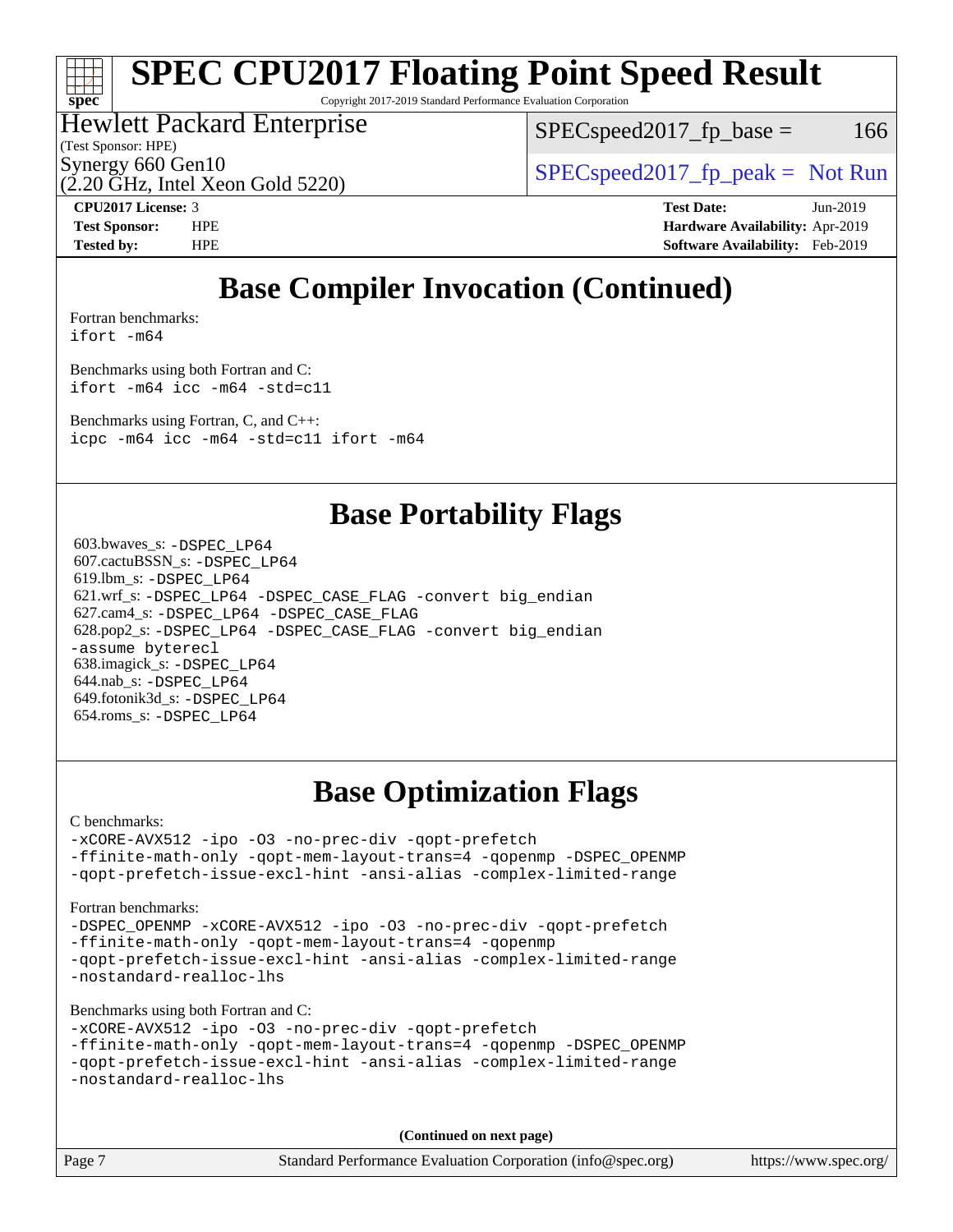# SPEC CPU2017 Floating Point Speed Result

Copyright 2017-2019 Standard Performance Evaluation Corporation

Hewlett Packard Enterprise
(Test Sponsor: HPE)
Synergy 660 Gen10
(2.20 GHz, Intel Xeon Gold 5220)

SPECspeed2017_fp_base = 166

SPECspeed2017_fp_peak = Not Run

**CPU2017 License:** 3
**Test Sponsor:** HPE
**Tested by:** HPE

**Test Date:** Jun-2019
**Hardware Availability:** Apr-2019
**Software Availability:** Feb-2019

## Base Compiler Invocation (Continued)

Fortran benchmarks:
`ifort -m64`

Benchmarks using both Fortran and C:
`ifort -m64 icc -m64 -std=c11`

Benchmarks using Fortran, C, and C++:
`icpc -m64 icc -m64 -std=c11 ifort -m64`

## Base Portability Flags

603.bwaves_s: `-DSPEC_LP64`
607.cactuBSSN_s: `-DSPEC_LP64`
619.lbm_s: `-DSPEC_LP64`
621.wrf_s: `-DSPEC_LP64 -DSPEC_CASE_FLAG -convert big_endian`
627.cam4_s: `-DSPEC_LP64 -DSPEC_CASE_FLAG`
628.pop2_s: `-DSPEC_LP64 -DSPEC_CASE_FLAG -convert big_endian -assume byterecl`
638.imagick_s: `-DSPEC_LP64`
644.nab_s: `-DSPEC_LP64`
649.fotonik3d_s: `-DSPEC_LP64`
654.roms_s: `-DSPEC_LP64`

## Base Optimization Flags

C benchmarks:
```
-xCORE-AVX512 -ipo -O3 -no-prec-div -qopt-prefetch
-ffinite-math-only -qopt-mem-layout-trans=4 -qopenmp -DSPEC_OPENMP
-qopt-prefetch-issue-excl-hint -ansi-alias -complex-limited-range
```

Fortran benchmarks:
```
-DSPEC_OPENMP -xCORE-AVX512 -ipo -O3 -no-prec-div -qopt-prefetch
-ffinite-math-only -qopt-mem-layout-trans=4 -qopenmp
-qopt-prefetch-issue-excl-hint -ansi-alias -complex-limited-range
-nostandard-realloc-lhs
```

Benchmarks using both Fortran and C:
```
-xCORE-AVX512 -ipo -O3 -no-prec-div -qopt-prefetch
-ffinite-math-only -qopt-mem-layout-trans=4 -qopenmp -DSPEC_OPENMP
-qopt-prefetch-issue-excl-hint -ansi-alias -complex-limited-range
-nostandard-realloc-lhs
```

**(Continued on next page)**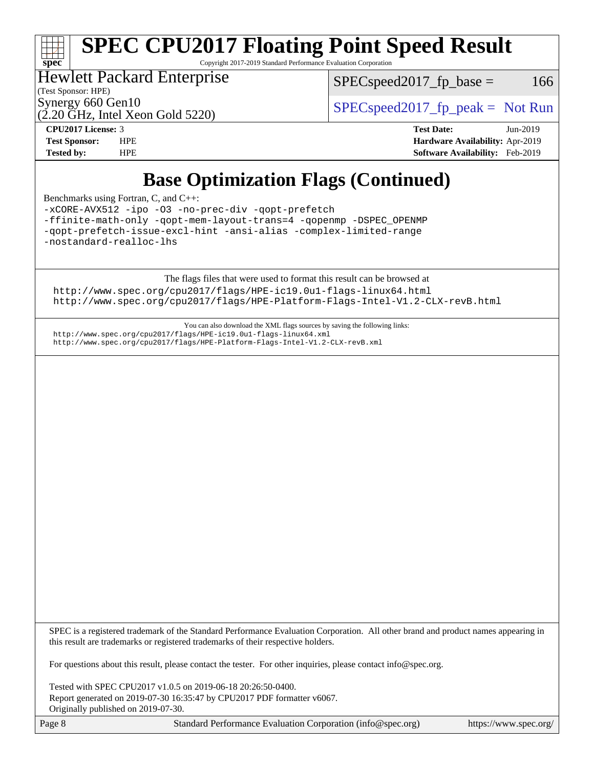# SPEC CPU2017 Floating Point Speed Result

Copyright 2017-2019 Standard Performance Evaluation Corporation

Hewlett Packard Enterprise
(Test Sponsor: HPE)
Synergy 660 Gen10
(2.20 GHz, Intel Xeon Gold 5220)

SPECspeed2017_fp_base = 166

SPECspeed2017_fp_peak = Not Run

**CPU2017 License:** 3
**Test Sponsor:** HPE
**Tested by:** HPE

**Test Date:** Jun-2019
**Hardware Availability:** Apr-2019
**Software Availability:** Feb-2019

## Base Optimization Flags (Continued)

Benchmarks using Fortran, C, and C++:

```
-xCORE-AVX512 -ipo -O3 -no-prec-div -qopt-prefetch
-ffinite-math-only -qopt-mem-layout-trans=4 -qopenmp -DSPEC_OPENMP
-qopt-prefetch-issue-excl-hint -ansi-alias -complex-limited-range
-nostandard-realloc-lhs
```

The flags files that were used to format this result can be browsed at

http://www.spec.org/cpu2017/flags/HPE-ic19.0u1-flags-linux64.html
http://www.spec.org/cpu2017/flags/HPE-Platform-Flags-Intel-V1.2-CLX-revB.html

You can also download the XML flags sources by saving the following links:

http://www.spec.org/cpu2017/flags/HPE-ic19.0u1-flags-linux64.xml
http://www.spec.org/cpu2017/flags/HPE-Platform-Flags-Intel-V1.2-CLX-revB.xml

SPEC is a registered trademark of the Standard Performance Evaluation Corporation. All other brand and product names appearing in this result are trademarks or registered trademarks of their respective holders.

For questions about this result, please contact the tester. For other inquiries, please contact info@spec.org.

Tested with SPEC CPU2017 v1.0.5 on 2019-06-18 20:26:50-0400.
Report generated on 2019-07-30 16:35:47 by CPU2017 PDF formatter v6067.
Originally published on 2019-07-30.